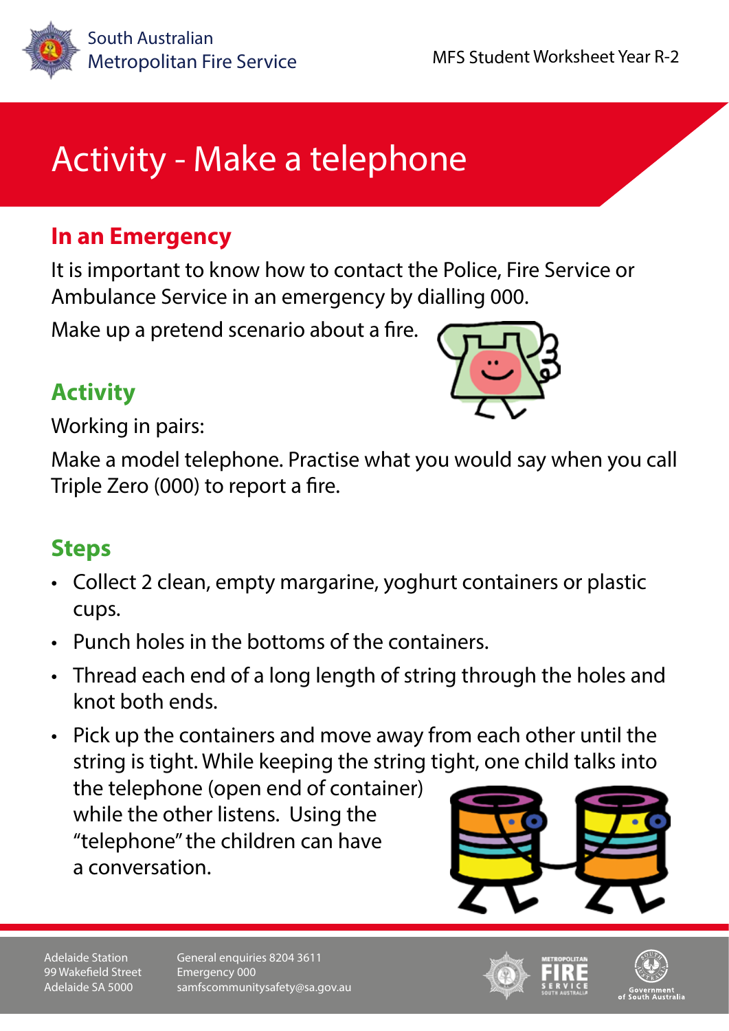South Australian Metropolitan Fire Service

MFS Student Worksheet Year R-2

# Activity - Make a telephone

## In an Emergency

It is important to know how to contact the Police, Fire Service or Ambulance Service in an emergency by dialling 000.

Make up a pretend scenario about a fire.

## Activity

Working in pairs:

Make a model telephone. Practise what you would say when you call Triple Zero (000) to report a fire.

## Steps

- Collect 2 clean, empty margarine, yoghurt containers or plastic cups.
- Punch holes in the bottoms of the containers.
- Thread each end of a long length of string through the holes and knot both ends.
- Pick up the containers and move away from each other until the string is tight. While keeping the string tight, one child talks into the telephone (open end of container) while the other listens. Using the "telephone" the children can have a conversation.

Adelaide Station
99 Wakefield Street
Adelaide SA 5000

General enquiries 8204 3611
Emergency 000
samfscommunitysafety@sa.gov.au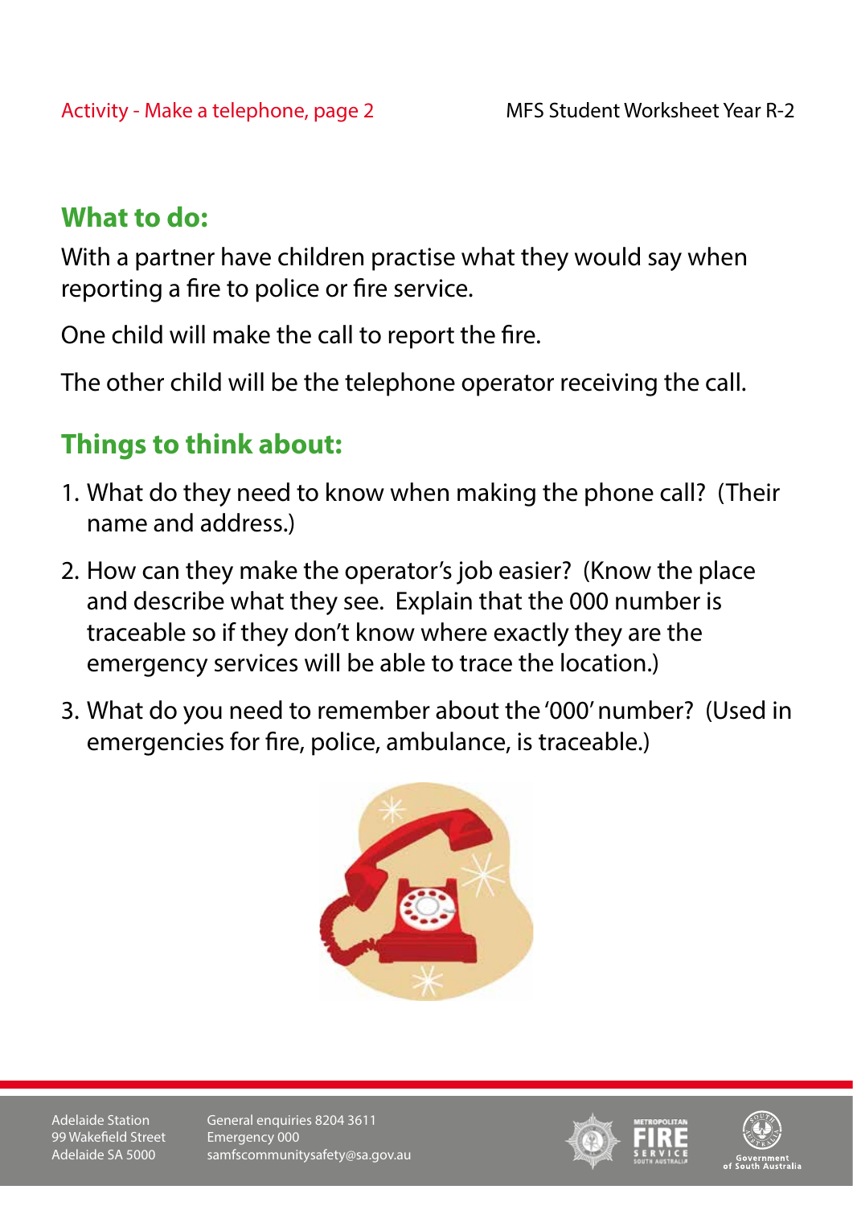## What to do:

With a partner have children practise what they would say when reporting a fire to police or fire service.

One child will make the call to report the fire.

The other child will be the telephone operator receiving the call.

## Things to think about:

1. What do they need to know when making the phone call? (Their name and address.)
2. How can they make the operator's job easier? (Know the place and describe what they see. Explain that the 000 number is traceable so if they don't know where exactly they are the emergency services will be able to trace the location.)
3. What do you need to remember about the '000' number? (Used in emergencies for fire, police, ambulance, is traceable.)

Adelaide Station
99 Wakefield Street
Adelaide SA 5000

General enquiries 8204 3611
Emergency 000
samfscommunitysafety@sa.gov.au